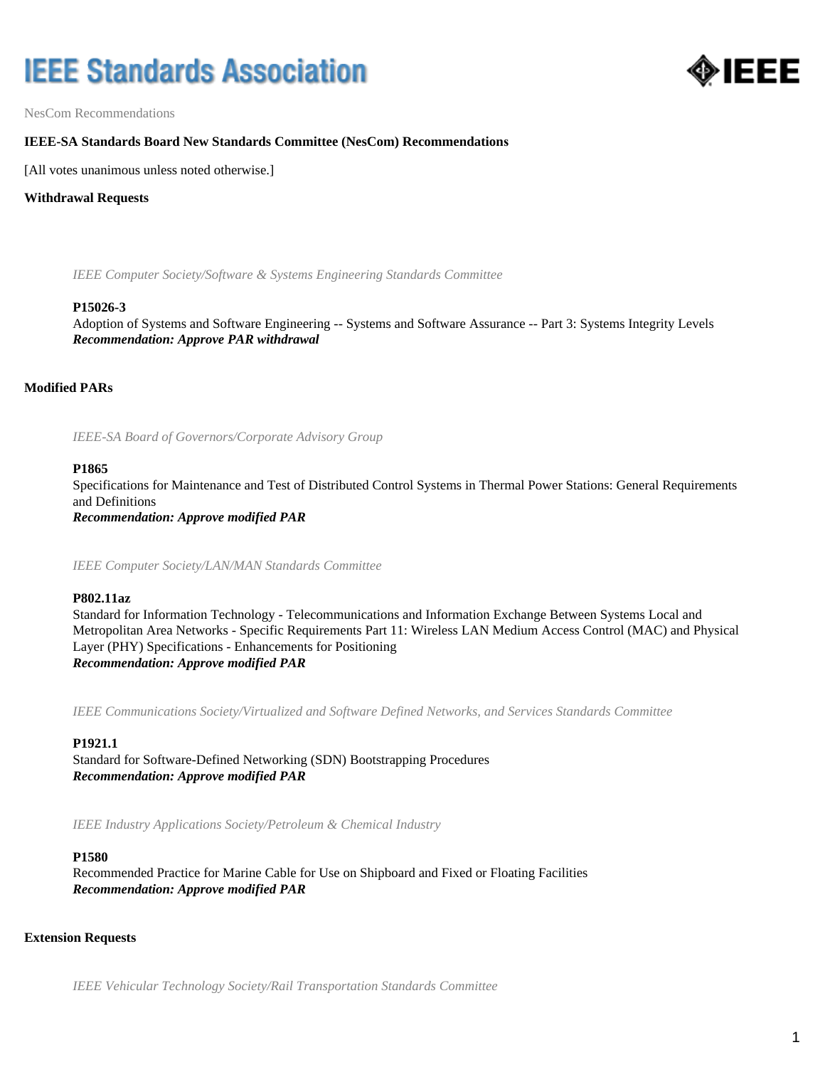# IEEE Standards Association

NesCom Recommendations

**IEEE-SA Standards Board New Standards Committee (NesCom) Recommendations**

[All votes unanimous unless noted otherwise.]

## Withdrawal Requests

*IEEE Computer Society/Software & Systems Engineering Standards Committee*

**P15026-3**
Adoption of Systems and Software Engineering -- Systems and Software Assurance -- Part 3: Systems Integrity Levels
***Recommendation: Approve PAR withdrawal***

## Modified PARs

*IEEE-SA Board of Governors/Corporate Advisory Group*

**P1865**
Specifications for Maintenance and Test of Distributed Control Systems in Thermal Power Stations: General Requirements and Definitions
***Recommendation: Approve modified PAR***

*IEEE Computer Society/LAN/MAN Standards Committee*

**P802.11az**
Standard for Information Technology - Telecommunications and Information Exchange Between Systems Local and Metropolitan Area Networks - Specific Requirements Part 11: Wireless LAN Medium Access Control (MAC) and Physical Layer (PHY) Specifications - Enhancements for Positioning
***Recommendation: Approve modified PAR***

*IEEE Communications Society/Virtualized and Software Defined Networks, and Services Standards Committee*

**P1921.1**
Standard for Software-Defined Networking (SDN) Bootstrapping Procedures
***Recommendation: Approve modified PAR***

*IEEE Industry Applications Society/Petroleum & Chemical Industry*

**P1580**
Recommended Practice for Marine Cable for Use on Shipboard and Fixed or Floating Facilities
***Recommendation: Approve modified PAR***

## Extension Requests

*IEEE Vehicular Technology Society/Rail Transportation Standards Committee*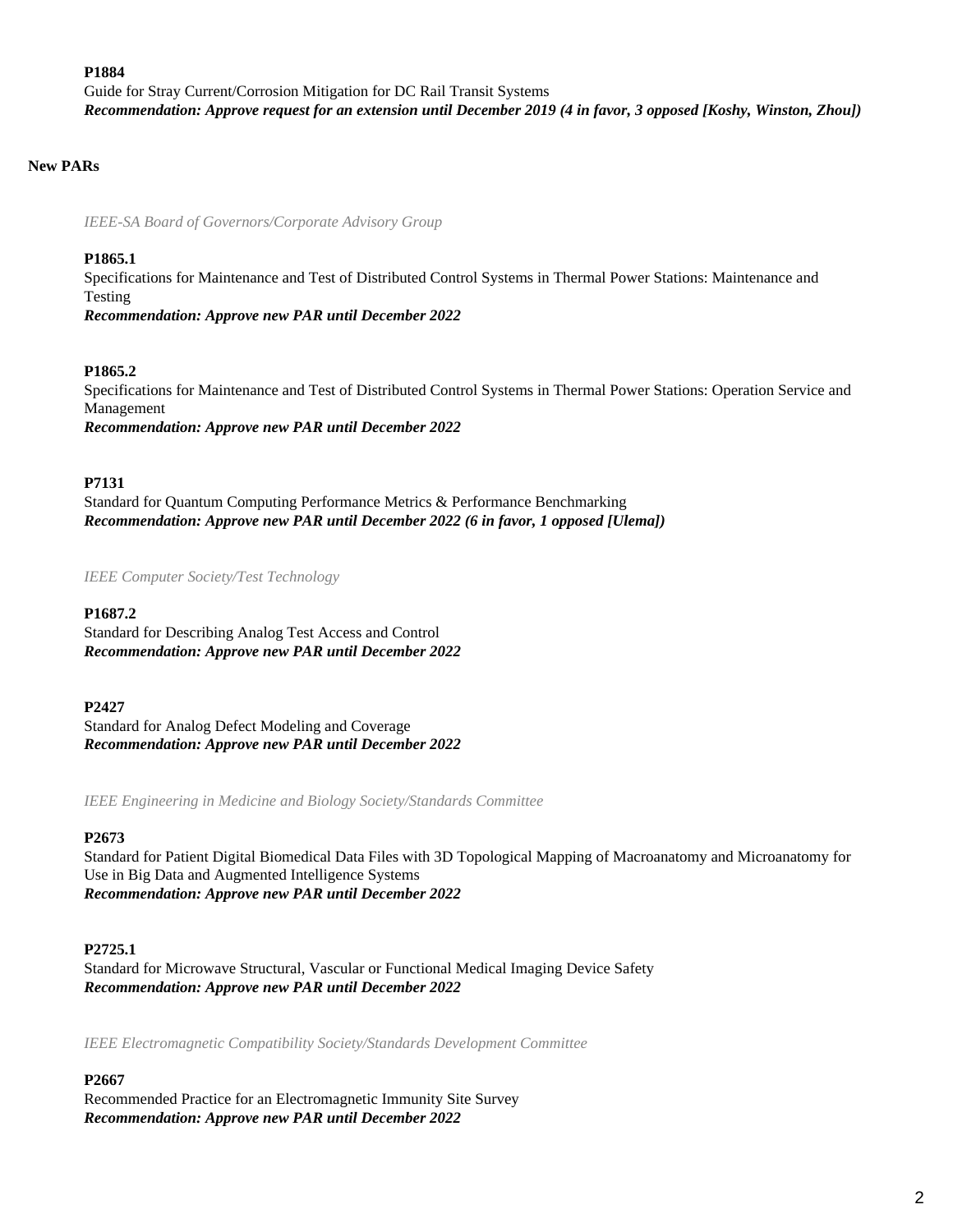**P1884**
Guide for Stray Current/Corrosion Mitigation for DC Rail Transit Systems
***Recommendation: Approve request for an extension until December 2019 (4 in favor, 3 opposed [Koshy, Winston, Zhou])***

**New PARs**

*IEEE-SA Board of Governors/Corporate Advisory Group*

**P1865.1**
Specifications for Maintenance and Test of Distributed Control Systems in Thermal Power Stations: Maintenance and Testing
***Recommendation: Approve new PAR until December 2022***

**P1865.2**
Specifications for Maintenance and Test of Distributed Control Systems in Thermal Power Stations: Operation Service and Management
***Recommendation: Approve new PAR until December 2022***

**P7131**
Standard for Quantum Computing Performance Metrics & Performance Benchmarking
***Recommendation: Approve new PAR until December 2022 (6 in favor, 1 opposed [Ulema])***

*IEEE Computer Society/Test Technology*

**P1687.2**
Standard for Describing Analog Test Access and Control
***Recommendation: Approve new PAR until December 2022***

**P2427**
Standard for Analog Defect Modeling and Coverage
***Recommendation: Approve new PAR until December 2022***

*IEEE Engineering in Medicine and Biology Society/Standards Committee*

**P2673**
Standard for Patient Digital Biomedical Data Files with 3D Topological Mapping of Macroanatomy and Microanatomy for Use in Big Data and Augmented Intelligence Systems
***Recommendation: Approve new PAR until December 2022***

**P2725.1**
Standard for Microwave Structural, Vascular or Functional Medical Imaging Device Safety
***Recommendation: Approve new PAR until December 2022***

*IEEE Electromagnetic Compatibility Society/Standards Development Committee*

**P2667**
Recommended Practice for an Electromagnetic Immunity Site Survey
***Recommendation: Approve new PAR until December 2022***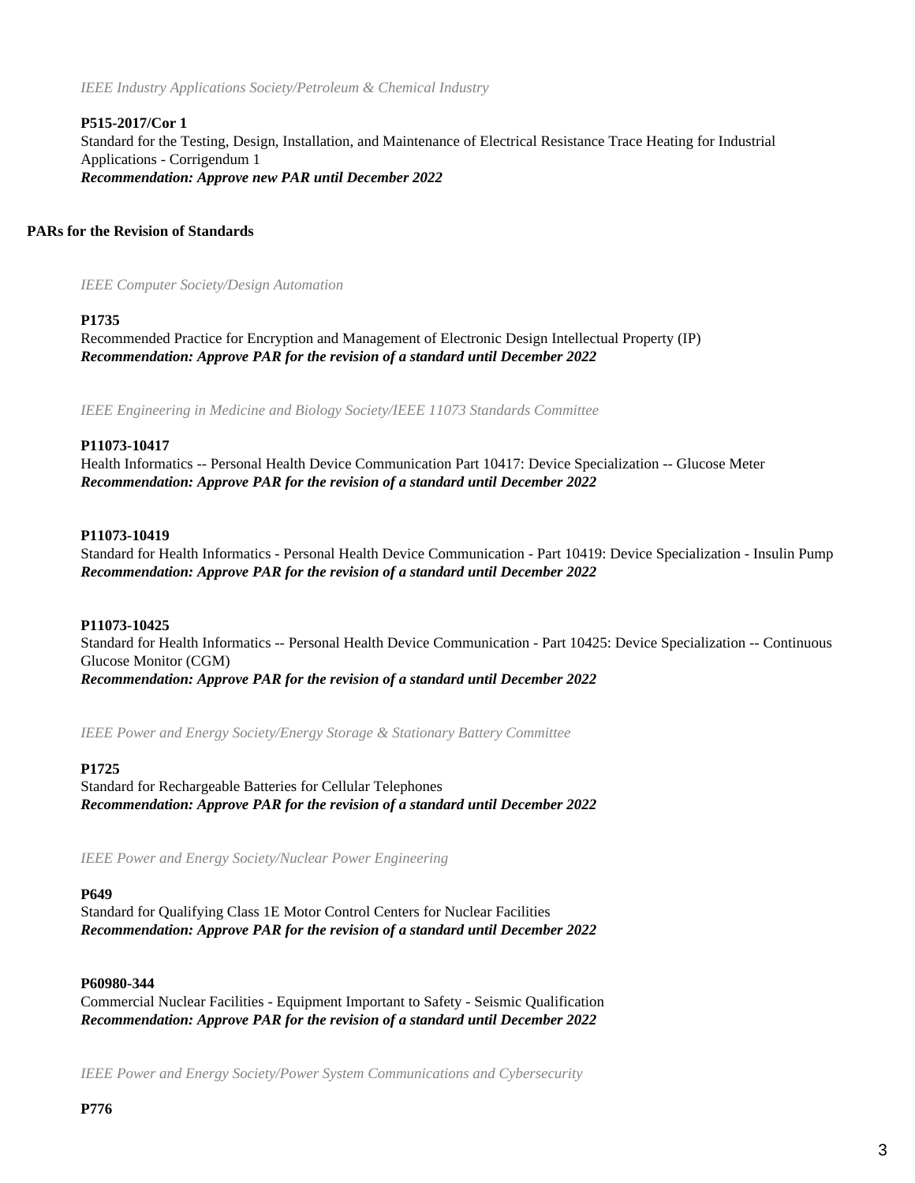*IEEE Industry Applications Society/Petroleum & Chemical Industry*

**P515-2017/Cor 1**
Standard for the Testing, Design, Installation, and Maintenance of Electrical Resistance Trace Heating for Industrial Applications - Corrigendum 1
***Recommendation: Approve new PAR until December 2022***

**PARs for the Revision of Standards**

*IEEE Computer Society/Design Automation*

**P1735**
Recommended Practice for Encryption and Management of Electronic Design Intellectual Property (IP)
***Recommendation: Approve PAR for the revision of a standard until December 2022***

*IEEE Engineering in Medicine and Biology Society/IEEE 11073 Standards Committee*

**P11073-10417**
Health Informatics -- Personal Health Device Communication Part 10417: Device Specialization -- Glucose Meter
***Recommendation: Approve PAR for the revision of a standard until December 2022***

**P11073-10419**
Standard for Health Informatics - Personal Health Device Communication - Part 10419: Device Specialization - Insulin Pump
***Recommendation: Approve PAR for the revision of a standard until December 2022***

**P11073-10425**
Standard for Health Informatics -- Personal Health Device Communication - Part 10425: Device Specialization -- Continuous Glucose Monitor (CGM)
***Recommendation: Approve PAR for the revision of a standard until December 2022***

*IEEE Power and Energy Society/Energy Storage & Stationary Battery Committee*

**P1725**
Standard for Rechargeable Batteries for Cellular Telephones
***Recommendation: Approve PAR for the revision of a standard until December 2022***

*IEEE Power and Energy Society/Nuclear Power Engineering*

**P649**
Standard for Qualifying Class 1E Motor Control Centers for Nuclear Facilities
***Recommendation: Approve PAR for the revision of a standard until December 2022***

**P60980-344**
Commercial Nuclear Facilities - Equipment Important to Safety - Seismic Qualification
***Recommendation: Approve PAR for the revision of a standard until December 2022***

*IEEE Power and Energy Society/Power System Communications and Cybersecurity*

**P776**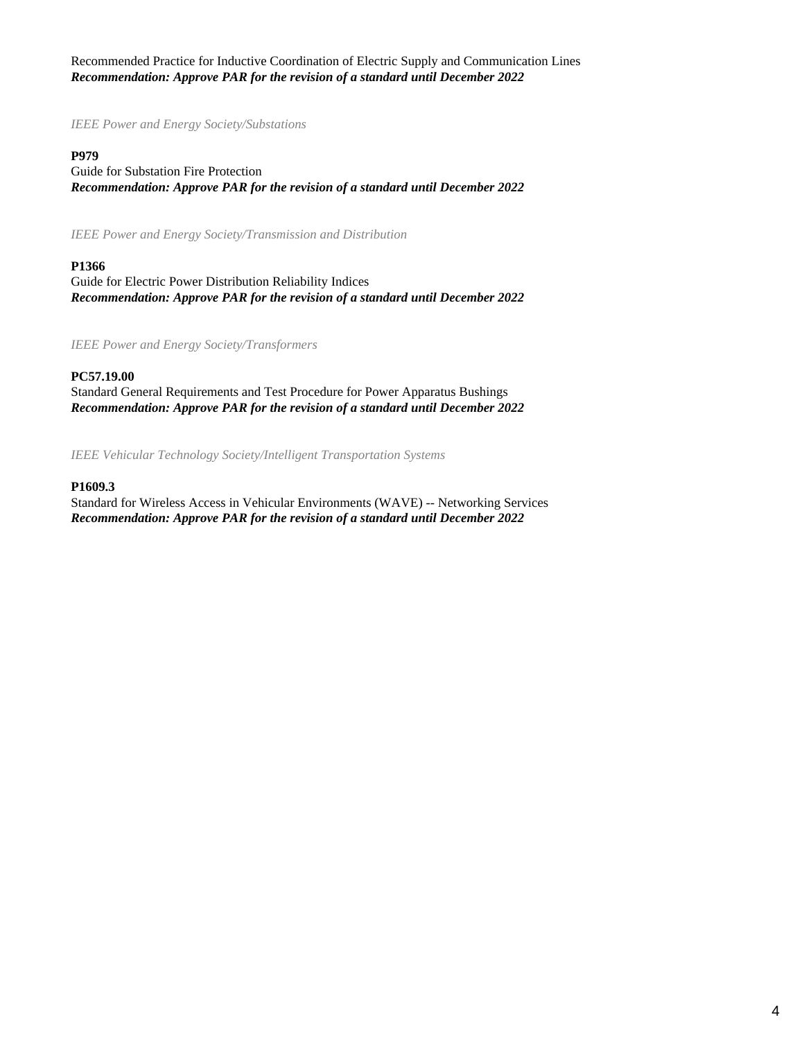Recommended Practice for Inductive Coordination of Electric Supply and Communication Lines
***Recommendation: Approve PAR for the revision of a standard until December 2022***

*IEEE Power and Energy Society/Substations*

**P979**
Guide for Substation Fire Protection
***Recommendation: Approve PAR for the revision of a standard until December 2022***

*IEEE Power and Energy Society/Transmission and Distribution*

**P1366**
Guide for Electric Power Distribution Reliability Indices
***Recommendation: Approve PAR for the revision of a standard until December 2022***

*IEEE Power and Energy Society/Transformers*

**PC57.19.00**
Standard General Requirements and Test Procedure for Power Apparatus Bushings
***Recommendation: Approve PAR for the revision of a standard until December 2022***

*IEEE Vehicular Technology Society/Intelligent Transportation Systems*

**P1609.3**
Standard for Wireless Access in Vehicular Environments (WAVE) -- Networking Services
***Recommendation: Approve PAR for the revision of a standard until December 2022***